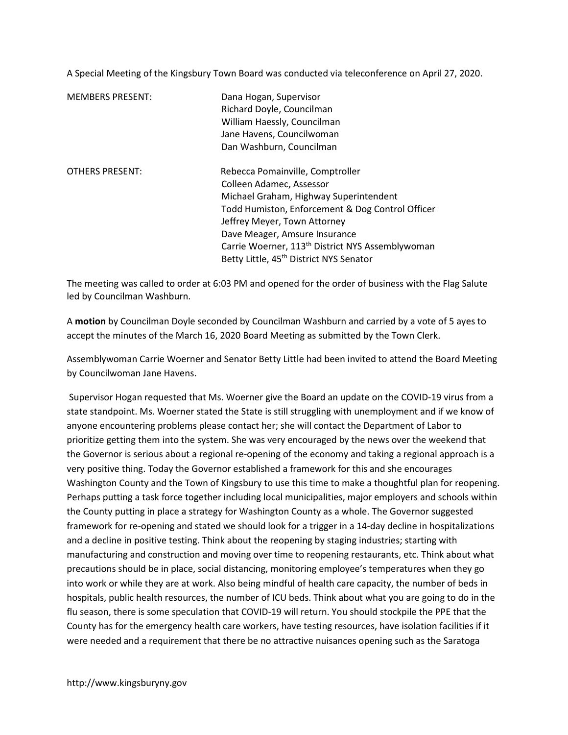A Special Meeting of the Kingsbury Town Board was conducted via teleconference on April 27, 2020.

| MEMBERS PRESENT: | Dana Hogan, Supervisor |
| --- | --- |
| | Richard Doyle, Councilman |
| | William Haessly, Councilman |
| | Jane Havens, Councilwoman |
| | Dan Washburn, Councilman |

| OTHERS PRESENT: | Rebecca Pomainville, Comptroller |
| --- | --- |
| | Colleen Adamec, Assessor |
| | Michael Graham, Highway Superintendent |
| | Todd Humiston, Enforcement & Dog Control Officer |
| | Jeffrey Meyer, Town Attorney |
| | Dave Meager, Amsure Insurance |
| | Carrie Woerner, 113th District NYS Assemblywoman |
| | Betty Little, 45th District NYS Senator |

The meeting was called to order at 6:03 PM and opened for the order of business with the Flag Salute led by Councilman Washburn.

A **motion** by Councilman Doyle seconded by Councilman Washburn and carried by a vote of 5 ayes to accept the minutes of the March 16, 2020 Board Meeting as submitted by the Town Clerk.

Assemblywoman Carrie Woerner and Senator Betty Little had been invited to attend the Board Meeting by Councilwoman Jane Havens.

Supervisor Hogan requested that Ms. Woerner give the Board an update on the COVID-19 virus from a state standpoint. Ms. Woerner stated the State is still struggling with unemployment and if we know of anyone encountering problems please contact her; she will contact the Department of Labor to prioritize getting them into the system. She was very encouraged by the news over the weekend that the Governor is serious about a regional re-opening of the economy and taking a regional approach is a very positive thing. Today the Governor established a framework for this and she encourages Washington County and the Town of Kingsbury to use this time to make a thoughtful plan for reopening. Perhaps putting a task force together including local municipalities, major employers and schools within the County putting in place a strategy for Washington County as a whole. The Governor suggested framework for re-opening and stated we should look for a trigger in a 14-day decline in hospitalizations and a decline in positive testing. Think about the reopening by staging industries; starting with manufacturing and construction and moving over time to reopening restaurants, etc. Think about what precautions should be in place, social distancing, monitoring employee's temperatures when they go into work or while they are at work. Also being mindful of health care capacity, the number of beds in hospitals, public health resources, the number of ICU beds. Think about what you are going to do in the flu season, there is some speculation that COVID-19 will return. You should stockpile the PPE that the County has for the emergency health care workers, have testing resources, have isolation facilities if it were needed and a requirement that there be no attractive nuisances opening such as the Saratoga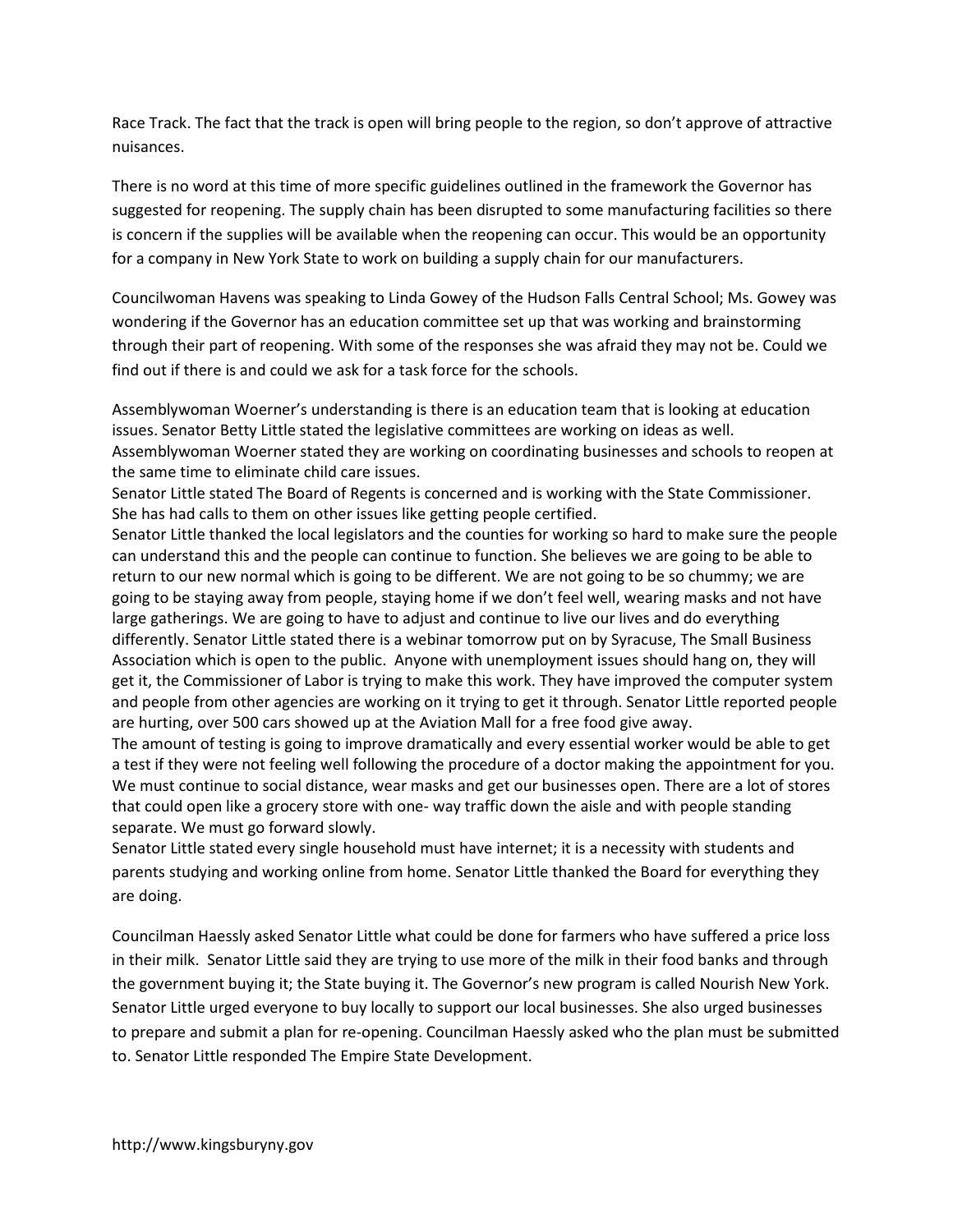Race Track. The fact that the track is open will bring people to the region, so don't approve of attractive nuisances.

There is no word at this time of more specific guidelines outlined in the framework the Governor has suggested for reopening. The supply chain has been disrupted to some manufacturing facilities so there is concern if the supplies will be available when the reopening can occur. This would be an opportunity for a company in New York State to work on building a supply chain for our manufacturers.

Councilwoman Havens was speaking to Linda Gowey of the Hudson Falls Central School; Ms. Gowey was wondering if the Governor has an education committee set up that was working and brainstorming through their part of reopening. With some of the responses she was afraid they may not be. Could we find out if there is and could we ask for a task force for the schools.

Assemblywoman Woerner's understanding is there is an education team that is looking at education issues. Senator Betty Little stated the legislative committees are working on ideas as well. Assemblywoman Woerner stated they are working on coordinating businesses and schools to reopen at the same time to eliminate child care issues.
Senator Little stated The Board of Regents is concerned and is working with the State Commissioner. She has had calls to them on other issues like getting people certified.
Senator Little thanked the local legislators and the counties for working so hard to make sure the people can understand this and the people can continue to function. She believes we are going to be able to return to our new normal which is going to be different. We are not going to be so chummy; we are going to be staying away from people, staying home if we don't feel well, wearing masks and not have large gatherings. We are going to have to adjust and continue to live our lives and do everything differently. Senator Little stated there is a webinar tomorrow put on by Syracuse, The Small Business Association which is open to the public. Anyone with unemployment issues should hang on, they will get it, the Commissioner of Labor is trying to make this work. They have improved the computer system and people from other agencies are working on it trying to get it through. Senator Little reported people are hurting, over 500 cars showed up at the Aviation Mall for a free food give away.
The amount of testing is going to improve dramatically and every essential worker would be able to get a test if they were not feeling well following the procedure of a doctor making the appointment for you. We must continue to social distance, wear masks and get our businesses open. There are a lot of stores that could open like a grocery store with one- way traffic down the aisle and with people standing separate. We must go forward slowly.
Senator Little stated every single household must have internet; it is a necessity with students and parents studying and working online from home. Senator Little thanked the Board for everything they are doing.

Councilman Haessly asked Senator Little what could be done for farmers who have suffered a price loss in their milk. Senator Little said they are trying to use more of the milk in their food banks and through the government buying it; the State buying it. The Governor's new program is called Nourish New York. Senator Little urged everyone to buy locally to support our local businesses. She also urged businesses to prepare and submit a plan for re-opening. Councilman Haessly asked who the plan must be submitted to. Senator Little responded The Empire State Development.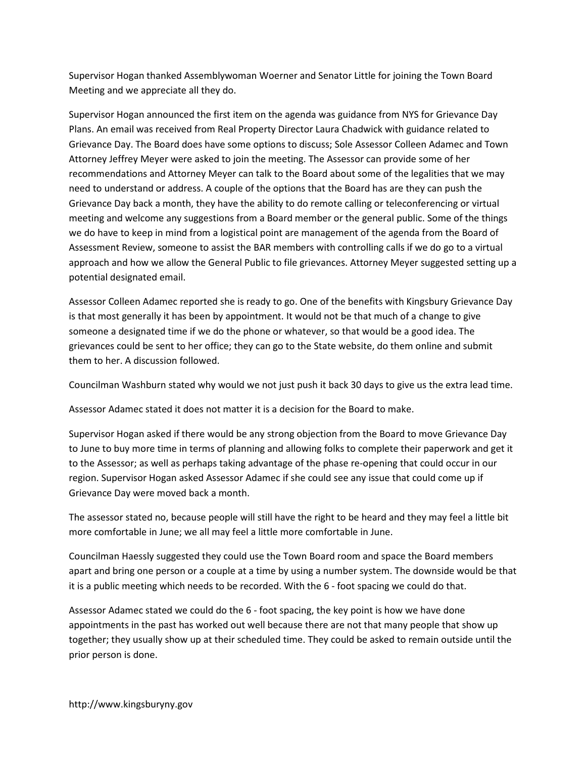Supervisor Hogan thanked Assemblywoman Woerner and Senator Little for joining the Town Board Meeting and we appreciate all they do.

Supervisor Hogan announced the first item on the agenda was guidance from NYS for Grievance Day Plans. An email was received from Real Property Director Laura Chadwick with guidance related to Grievance Day. The Board does have some options to discuss; Sole Assessor Colleen Adamec and Town Attorney Jeffrey Meyer were asked to join the meeting. The Assessor can provide some of her recommendations and Attorney Meyer can talk to the Board about some of the legalities that we may need to understand or address. A couple of the options that the Board has are they can push the Grievance Day back a month, they have the ability to do remote calling or teleconferencing or virtual meeting and welcome any suggestions from a Board member or the general public. Some of the things we do have to keep in mind from a logistical point are management of the agenda from the Board of Assessment Review, someone to assist the BAR members with controlling calls if we do go to a virtual approach and how we allow the General Public to file grievances. Attorney Meyer suggested setting up a potential designated email.

Assessor Colleen Adamec reported she is ready to go. One of the benefits with Kingsbury Grievance Day is that most generally it has been by appointment. It would not be that much of a change to give someone a designated time if we do the phone or whatever, so that would be a good idea. The grievances could be sent to her office; they can go to the State website, do them online and submit them to her. A discussion followed.

Councilman Washburn stated why would we not just push it back 30 days to give us the extra lead time.

Assessor Adamec stated it does not matter it is a decision for the Board to make.

Supervisor Hogan asked if there would be any strong objection from the Board to move Grievance Day to June to buy more time in terms of planning and allowing folks to complete their paperwork and get it to the Assessor; as well as perhaps taking advantage of the phase re-opening that could occur in our region. Supervisor Hogan asked Assessor Adamec if she could see any issue that could come up if Grievance Day were moved back a month.

The assessor stated no, because people will still have the right to be heard and they may feel a little bit more comfortable in June; we all may feel a little more comfortable in June.

Councilman Haessly suggested they could use the Town Board room and space the Board members apart and bring one person or a couple at a time by using a number system. The downside would be that it is a public meeting which needs to be recorded. With the 6 - foot spacing we could do that.

Assessor Adamec stated we could do the 6 - foot spacing, the key point is how we have done appointments in the past has worked out well because there are not that many people that show up together; they usually show up at their scheduled time. They could be asked to remain outside until the prior person is done.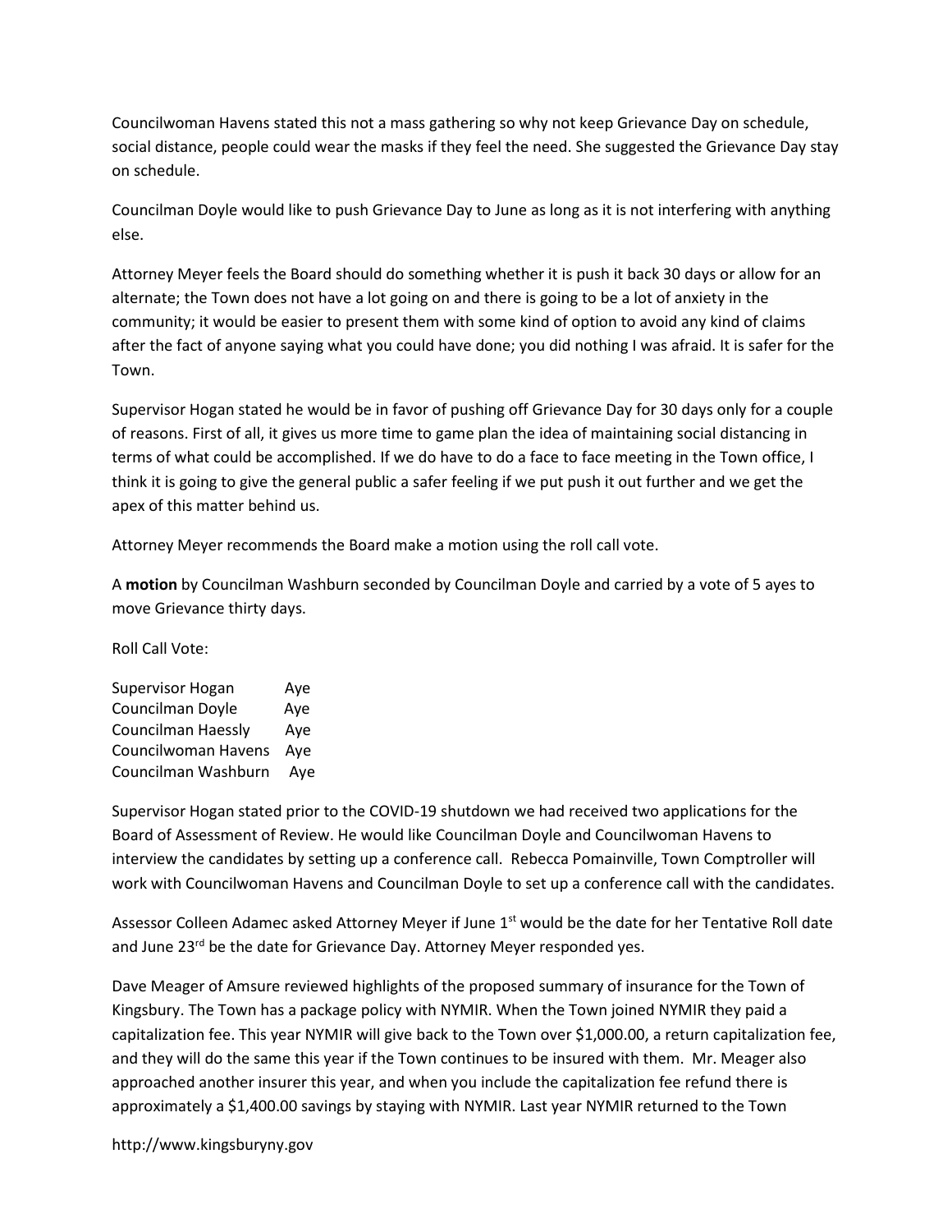Councilwoman Havens stated this not a mass gathering so why not keep Grievance Day on schedule, social distance, people could wear the masks if they feel the need. She suggested the Grievance Day stay on schedule.

Councilman Doyle would like to push Grievance Day to June as long as it is not interfering with anything else.

Attorney Meyer feels the Board should do something whether it is push it back 30 days or allow for an alternate; the Town does not have a lot going on and there is going to be a lot of anxiety in the community; it would be easier to present them with some kind of option to avoid any kind of claims after the fact of anyone saying what you could have done; you did nothing I was afraid. It is safer for the Town.

Supervisor Hogan stated he would be in favor of pushing off Grievance Day for 30 days only for a couple of reasons. First of all, it gives us more time to game plan the idea of maintaining social distancing in terms of what could be accomplished. If we do have to do a face to face meeting in the Town office, I think it is going to give the general public a safer feeling if we put push it out further and we get the apex of this matter behind us.

Attorney Meyer recommends the Board make a motion using the roll call vote.

A **motion** by Councilman Washburn seconded by Councilman Doyle and carried by a vote of 5 ayes to move Grievance thirty days.

Roll Call Vote:

| | |
|---|---|
| Supervisor Hogan | Aye |
| Councilman Doyle | Aye |
| Councilman Haessly | Aye |
| Councilwoman Havens | Aye |
| Councilman Washburn | Aye |

Supervisor Hogan stated prior to the COVID-19 shutdown we had received two applications for the Board of Assessment of Review. He would like Councilman Doyle and Councilwoman Havens to interview the candidates by setting up a conference call. Rebecca Pomainville, Town Comptroller will work with Councilwoman Havens and Councilman Doyle to set up a conference call with the candidates.

Assessor Colleen Adamec asked Attorney Meyer if June 1st would be the date for her Tentative Roll date and June 23rd be the date for Grievance Day. Attorney Meyer responded yes.

Dave Meager of Amsure reviewed highlights of the proposed summary of insurance for the Town of Kingsbury. The Town has a package policy with NYMIR. When the Town joined NYMIR they paid a capitalization fee. This year NYMIR will give back to the Town over $1,000.00, a return capitalization fee, and they will do the same this year if the Town continues to be insured with them. Mr. Meager also approached another insurer this year, and when you include the capitalization fee refund there is approximately a $1,400.00 savings by staying with NYMIR. Last year NYMIR returned to the Town

http://www.kingsburyny.gov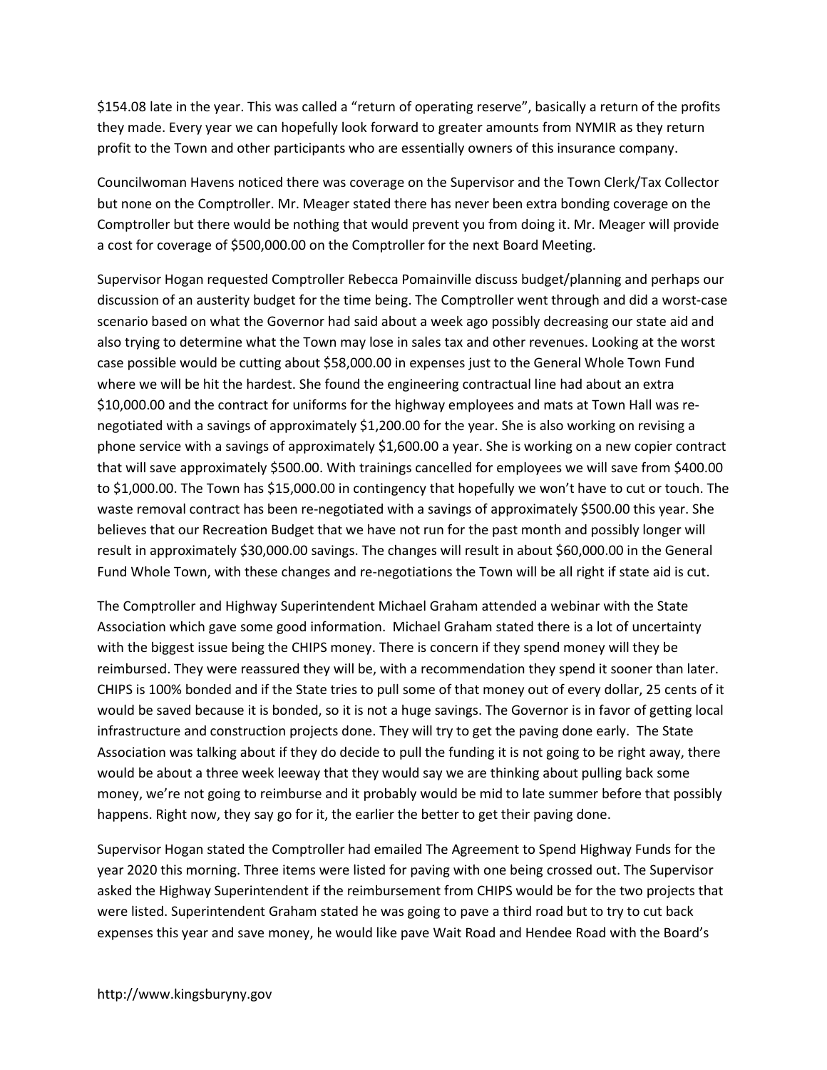$154.08 late in the year. This was called a "return of operating reserve", basically a return of the profits they made. Every year we can hopefully look forward to greater amounts from NYMIR as they return profit to the Town and other participants who are essentially owners of this insurance company.

Councilwoman Havens noticed there was coverage on the Supervisor and the Town Clerk/Tax Collector but none on the Comptroller. Mr. Meager stated there has never been extra bonding coverage on the Comptroller but there would be nothing that would prevent you from doing it. Mr. Meager will provide a cost for coverage of $500,000.00 on the Comptroller for the next Board Meeting.

Supervisor Hogan requested Comptroller Rebecca Pomainville discuss budget/planning and perhaps our discussion of an austerity budget for the time being. The Comptroller went through and did a worst-case scenario based on what the Governor had said about a week ago possibly decreasing our state aid and also trying to determine what the Town may lose in sales tax and other revenues. Looking at the worst case possible would be cutting about $58,000.00 in expenses just to the General Whole Town Fund where we will be hit the hardest. She found the engineering contractual line had about an extra $10,000.00 and the contract for uniforms for the highway employees and mats at Town Hall was re-negotiated with a savings of approximately $1,200.00 for the year. She is also working on revising a phone service with a savings of approximately $1,600.00 a year. She is working on a new copier contract that will save approximately $500.00. With trainings cancelled for employees we will save from $400.00 to $1,000.00. The Town has $15,000.00 in contingency that hopefully we won't have to cut or touch. The waste removal contract has been re-negotiated with a savings of approximately $500.00 this year. She believes that our Recreation Budget that we have not run for the past month and possibly longer will result in approximately $30,000.00 savings. The changes will result in about $60,000.00 in the General Fund Whole Town, with these changes and re-negotiations the Town will be all right if state aid is cut.

The Comptroller and Highway Superintendent Michael Graham attended a webinar with the State Association which gave some good information. Michael Graham stated there is a lot of uncertainty with the biggest issue being the CHIPS money. There is concern if they spend money will they be reimbursed. They were reassured they will be, with a recommendation they spend it sooner than later. CHIPS is 100% bonded and if the State tries to pull some of that money out of every dollar, 25 cents of it would be saved because it is bonded, so it is not a huge savings. The Governor is in favor of getting local infrastructure and construction projects done. They will try to get the paving done early. The State Association was talking about if they do decide to pull the funding it is not going to be right away, there would be about a three week leeway that they would say we are thinking about pulling back some money, we're not going to reimburse and it probably would be mid to late summer before that possibly happens. Right now, they say go for it, the earlier the better to get their paving done.

Supervisor Hogan stated the Comptroller had emailed The Agreement to Spend Highway Funds for the year 2020 this morning. Three items were listed for paving with one being crossed out. The Supervisor asked the Highway Superintendent if the reimbursement from CHIPS would be for the two projects that were listed. Superintendent Graham stated he was going to pave a third road but to try to cut back expenses this year and save money, he would like pave Wait Road and Hendee Road with the Board's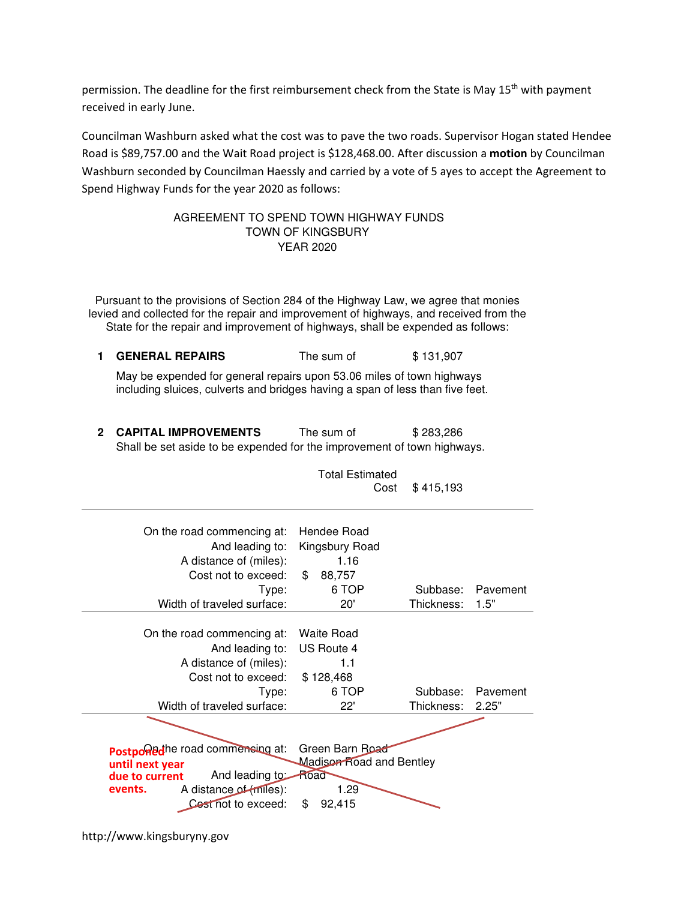permission. The deadline for the first reimbursement check from the State is May 15th with payment received in early June.

Councilman Washburn asked what the cost was to pave the two roads. Supervisor Hogan stated Hendee Road is $89,757.00 and the Wait Road project is $128,468.00. After discussion a **motion** by Councilman Washburn seconded by Councilman Haessly and carried by a vote of 5 ayes to accept the Agreement to Spend Highway Funds for the year 2020 as follows:

AGREEMENT TO SPEND TOWN HIGHWAY FUNDS
TOWN OF KINGSBURY
YEAR 2020

Pursuant to the provisions of Section 284 of the Highway Law, we agree that monies levied and collected for the repair and improvement of highways, and received from the State for the repair and improvement of highways, shall be expended as follows:

**1 GENERAL REPAIRS** The sum of $ 131,907

May be expended for general repairs upon 53.06 miles of town highways including sluices, culverts and bridges having a span of less than five feet.

**2 CAPITAL IMPROVEMENTS** The sum of $ 283,286

Shall be set aside to be expended for the improvement of town highways.

Total Estimated Cost $ 415,193

| | | | |
|---|---|---|---|
| On the road commencing at: | Hendee Road | | |
| And leading to: | Kingsbury Road | | |
| A distance of (miles): | 1.16 | | |
| Cost not to exceed: | $ 88,757 | | |
| Type: | 6 TOP | Subbase: | Pavement |
| Width of traveled surface: | 20' | Thickness: | 1.5" |

| | | | |
|---|---|---|---|
| On the road commencing at: | Waite Road | | |
| And leading to: | US Route 4 | | |
| A distance of (miles): | 1.1 | | |
| Cost not to exceed: | $ 128,468 | | |
| Type: | 6 TOP | Subbase: | Pavement |
| Width of traveled surface: | 22' | Thickness: | 2.25" |

~~On the road commencing at: Green Barn Road~~
~~And leading to: Madison Road and Bentley Road~~
~~A distance of (miles): 1.29~~
~~Cost not to exceed: $ 92,415~~

**Postponed until next year due to current events.**

http://www.kingsburyny.gov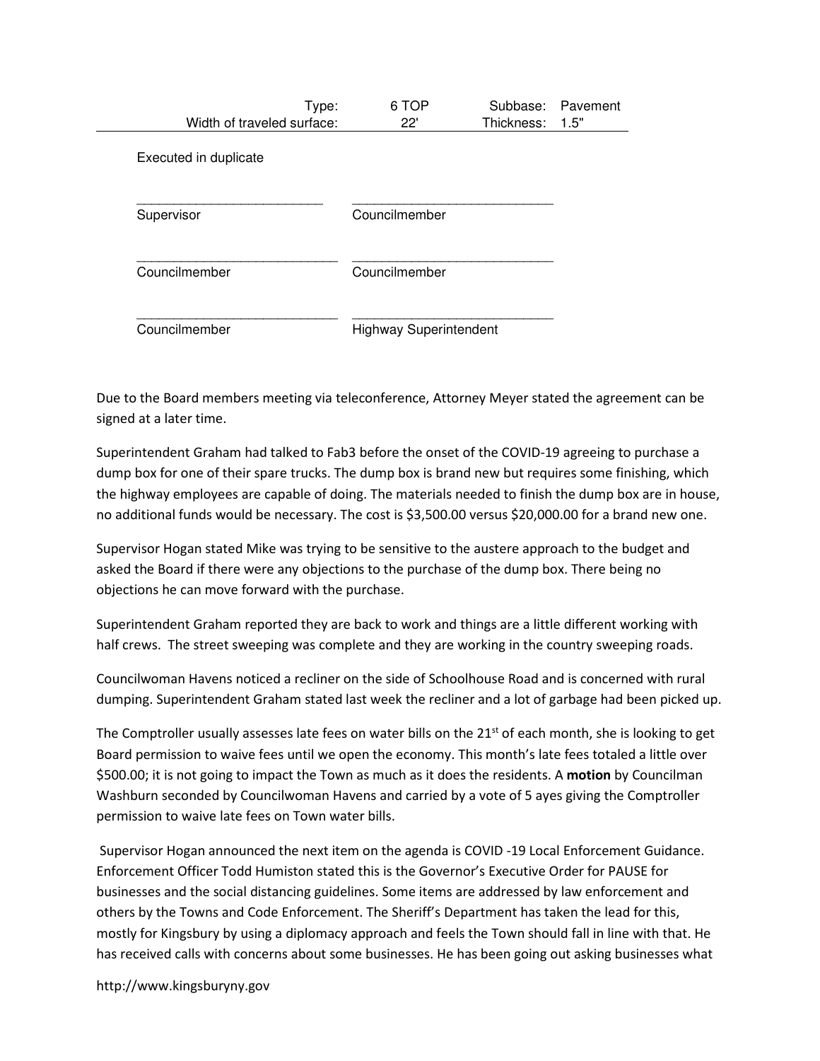| Type: | 6 TOP | Subbase: | Pavement |
|---|---|---|---|
| Width of traveled surface: | 22' | Thickness: | 1.5" |

Executed in duplicate

| | |
|---|---|
| \_\_\_\_\_\_\_\_\_\_\_\_\_\_\_\_\_\_\_\_\_\_\_\_\_\_ | \_\_\_\_\_\_\_\_\_\_\_\_\_\_\_\_\_\_\_\_\_\_\_\_\_\_ |
| Supervisor | Councilmember |
| \_\_\_\_\_\_\_\_\_\_\_\_\_\_\_\_\_\_\_\_\_\_\_\_\_\_ | \_\_\_\_\_\_\_\_\_\_\_\_\_\_\_\_\_\_\_\_\_\_\_\_\_\_ |
| Councilmember | Councilmember |
| \_\_\_\_\_\_\_\_\_\_\_\_\_\_\_\_\_\_\_\_\_\_\_\_\_\_ | \_\_\_\_\_\_\_\_\_\_\_\_\_\_\_\_\_\_\_\_\_\_\_\_\_\_ |
| Councilmember | Highway Superintendent |

Due to the Board members meeting via teleconference, Attorney Meyer stated the agreement can be signed at a later time.

Superintendent Graham had talked to Fab3 before the onset of the COVID-19 agreeing to purchase a dump box for one of their spare trucks. The dump box is brand new but requires some finishing, which the highway employees are capable of doing. The materials needed to finish the dump box are in house, no additional funds would be necessary. The cost is $3,500.00 versus $20,000.00 for a brand new one.

Supervisor Hogan stated Mike was trying to be sensitive to the austere approach to the budget and asked the Board if there were any objections to the purchase of the dump box. There being no objections he can move forward with the purchase.

Superintendent Graham reported they are back to work and things are a little different working with half crews. The street sweeping was complete and they are working in the country sweeping roads.

Councilwoman Havens noticed a recliner on the side of Schoolhouse Road and is concerned with rural dumping. Superintendent Graham stated last week the recliner and a lot of garbage had been picked up.

The Comptroller usually assesses late fees on water bills on the 21st of each month, she is looking to get Board permission to waive fees until we open the economy. This month's late fees totaled a little over $500.00; it is not going to impact the Town as much as it does the residents. A **motion** by Councilman Washburn seconded by Councilwoman Havens and carried by a vote of 5 ayes giving the Comptroller permission to waive late fees on Town water bills.

Supervisor Hogan announced the next item on the agenda is COVID -19 Local Enforcement Guidance. Enforcement Officer Todd Humiston stated this is the Governor's Executive Order for PAUSE for businesses and the social distancing guidelines. Some items are addressed by law enforcement and others by the Towns and Code Enforcement. The Sheriff's Department has taken the lead for this, mostly for Kingsbury by using a diplomacy approach and feels the Town should fall in line with that. He has received calls with concerns about some businesses. He has been going out asking businesses what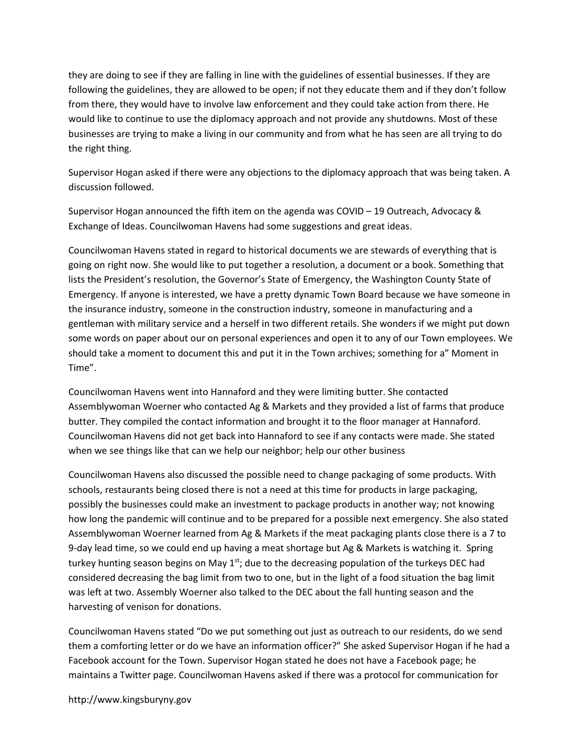they are doing to see if they are falling in line with the guidelines of essential businesses. If they are following the guidelines, they are allowed to be open; if not they educate them and if they don't follow from there, they would have to involve law enforcement and they could take action from there. He would like to continue to use the diplomacy approach and not provide any shutdowns. Most of these businesses are trying to make a living in our community and from what he has seen are all trying to do the right thing.

Supervisor Hogan asked if there were any objections to the diplomacy approach that was being taken. A discussion followed.

Supervisor Hogan announced the fifth item on the agenda was COVID – 19 Outreach, Advocacy & Exchange of Ideas. Councilwoman Havens had some suggestions and great ideas.

Councilwoman Havens stated in regard to historical documents we are stewards of everything that is going on right now. She would like to put together a resolution, a document or a book. Something that lists the President's resolution, the Governor's State of Emergency, the Washington County State of Emergency. If anyone is interested, we have a pretty dynamic Town Board because we have someone in the insurance industry, someone in the construction industry, someone in manufacturing and a gentleman with military service and a herself in two different retails. She wonders if we might put down some words on paper about our on personal experiences and open it to any of our Town employees. We should take a moment to document this and put it in the Town archives; something for a" Moment in Time".

Councilwoman Havens went into Hannaford and they were limiting butter. She contacted Assemblywoman Woerner who contacted Ag & Markets and they provided a list of farms that produce butter. They compiled the contact information and brought it to the floor manager at Hannaford. Councilwoman Havens did not get back into Hannaford to see if any contacts were made. She stated when we see things like that can we help our neighbor; help our other business

Councilwoman Havens also discussed the possible need to change packaging of some products. With schools, restaurants being closed there is not a need at this time for products in large packaging, possibly the businesses could make an investment to package products in another way; not knowing how long the pandemic will continue and to be prepared for a possible next emergency. She also stated Assemblywoman Woerner learned from Ag & Markets if the meat packaging plants close there is a 7 to 9-day lead time, so we could end up having a meat shortage but Ag & Markets is watching it. Spring turkey hunting season begins on May 1st; due to the decreasing population of the turkeys DEC had considered decreasing the bag limit from two to one, but in the light of a food situation the bag limit was left at two. Assembly Woerner also talked to the DEC about the fall hunting season and the harvesting of venison for donations.

Councilwoman Havens stated "Do we put something out just as outreach to our residents, do we send them a comforting letter or do we have an information officer?" She asked Supervisor Hogan if he had a Facebook account for the Town. Supervisor Hogan stated he does not have a Facebook page; he maintains a Twitter page. Councilwoman Havens asked if there was a protocol for communication for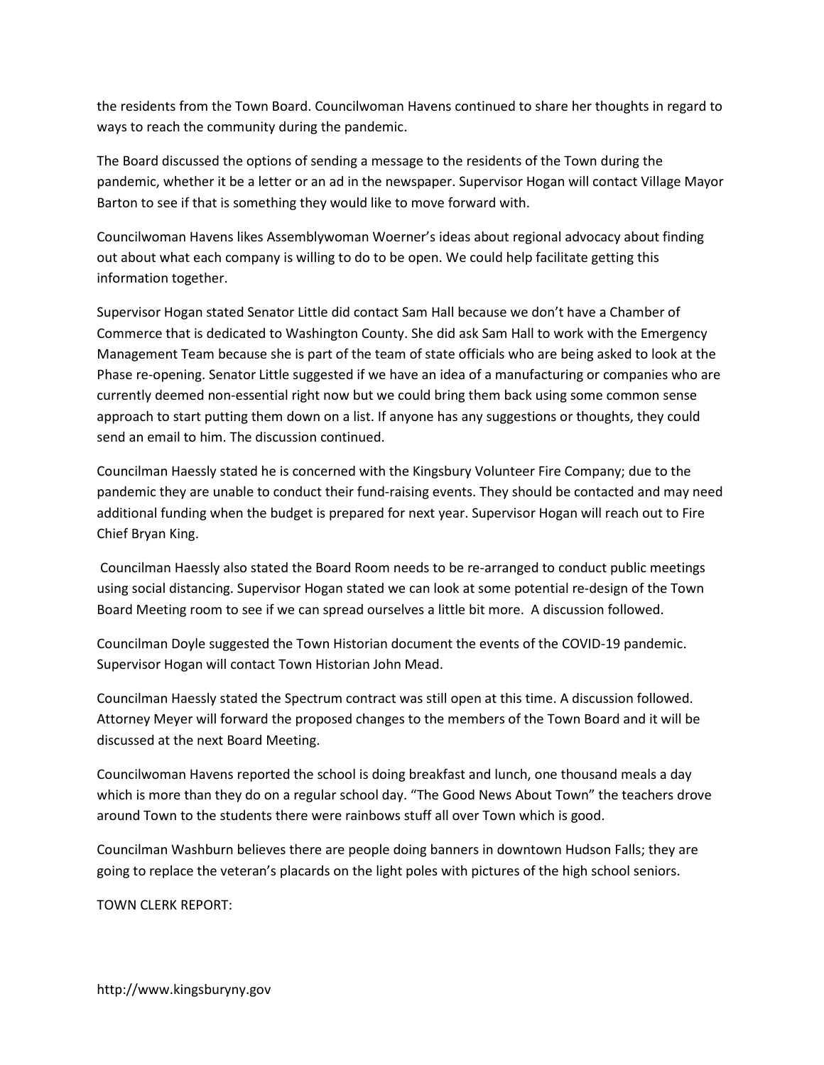the residents from the Town Board. Councilwoman Havens continued to share her thoughts in regard to ways to reach the community during the pandemic.

The Board discussed the options of sending a message to the residents of the Town during the pandemic, whether it be a letter or an ad in the newspaper. Supervisor Hogan will contact Village Mayor Barton to see if that is something they would like to move forward with.

Councilwoman Havens likes Assemblywoman Woerner's ideas about regional advocacy about finding out about what each company is willing to do to be open. We could help facilitate getting this information together.

Supervisor Hogan stated Senator Little did contact Sam Hall because we don't have a Chamber of Commerce that is dedicated to Washington County. She did ask Sam Hall to work with the Emergency Management Team because she is part of the team of state officials who are being asked to look at the Phase re-opening. Senator Little suggested if we have an idea of a manufacturing or companies who are currently deemed non-essential right now but we could bring them back using some common sense approach to start putting them down on a list. If anyone has any suggestions or thoughts, they could send an email to him. The discussion continued.

Councilman Haessly stated he is concerned with the Kingsbury Volunteer Fire Company; due to the pandemic they are unable to conduct their fund-raising events. They should be contacted and may need additional funding when the budget is prepared for next year. Supervisor Hogan will reach out to Fire Chief Bryan King.

Councilman Haessly also stated the Board Room needs to be re-arranged to conduct public meetings using social distancing. Supervisor Hogan stated we can look at some potential re-design of the Town Board Meeting room to see if we can spread ourselves a little bit more. A discussion followed.

Councilman Doyle suggested the Town Historian document the events of the COVID-19 pandemic. Supervisor Hogan will contact Town Historian John Mead.

Councilman Haessly stated the Spectrum contract was still open at this time. A discussion followed. Attorney Meyer will forward the proposed changes to the members of the Town Board and it will be discussed at the next Board Meeting.

Councilwoman Havens reported the school is doing breakfast and lunch, one thousand meals a day which is more than they do on a regular school day. "The Good News About Town" the teachers drove around Town to the students there were rainbows stuff all over Town which is good.

Councilman Washburn believes there are people doing banners in downtown Hudson Falls; they are going to replace the veteran's placards on the light poles with pictures of the high school seniors.

TOWN CLERK REPORT:

http://www.kingsburyny.gov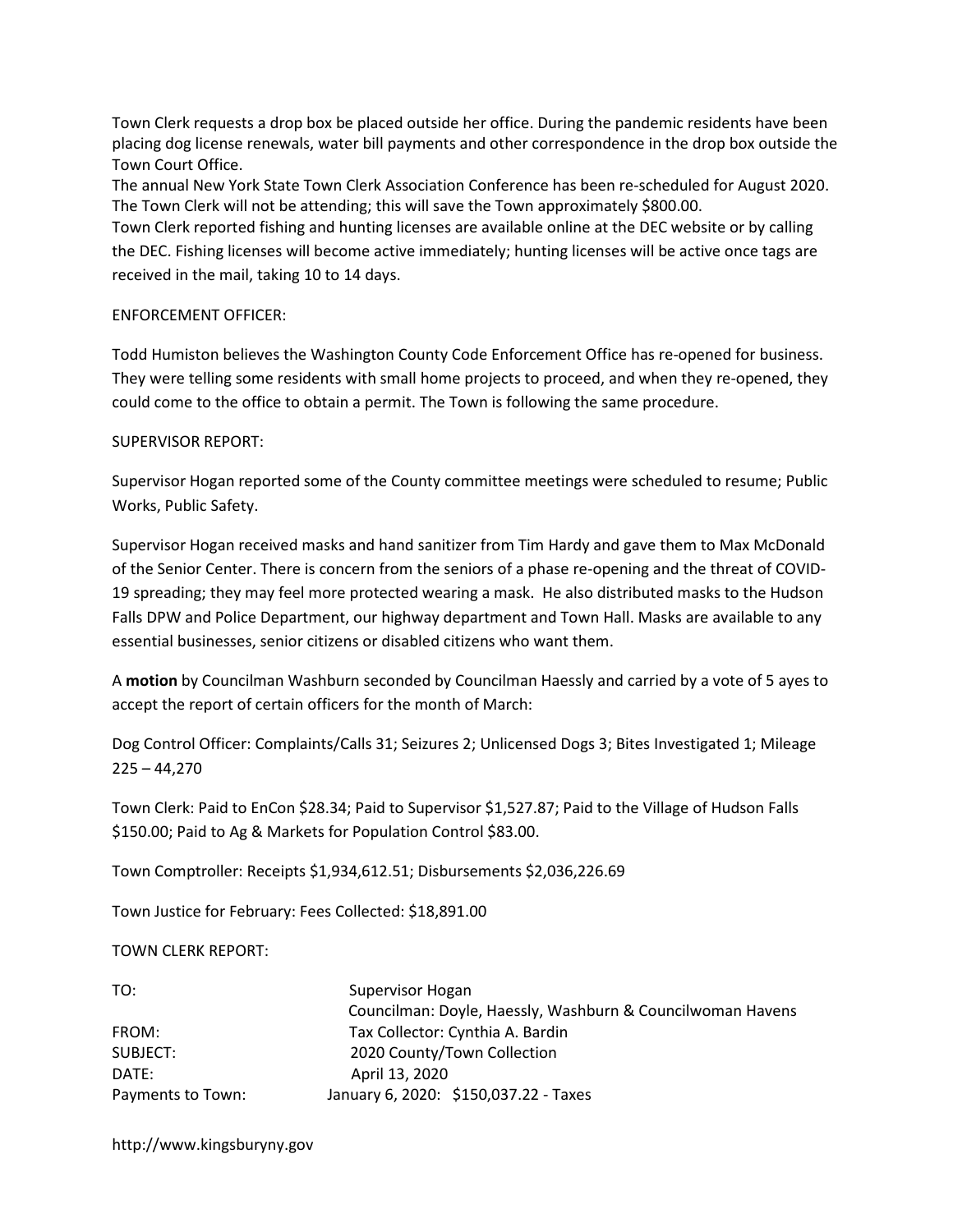Town Clerk requests a drop box be placed outside her office. During the pandemic residents have been placing dog license renewals, water bill payments and other correspondence in the drop box outside the Town Court Office.
The annual New York State Town Clerk Association Conference has been re-scheduled for August 2020. The Town Clerk will not be attending; this will save the Town approximately $800.00.
Town Clerk reported fishing and hunting licenses are available online at the DEC website or by calling the DEC. Fishing licenses will become active immediately; hunting licenses will be active once tags are received in the mail, taking 10 to 14 days.

ENFORCEMENT OFFICER:

Todd Humiston believes the Washington County Code Enforcement Office has re-opened for business. They were telling some residents with small home projects to proceed, and when they re-opened, they could come to the office to obtain a permit. The Town is following the same procedure.

SUPERVISOR REPORT:

Supervisor Hogan reported some of the County committee meetings were scheduled to resume; Public Works, Public Safety.

Supervisor Hogan received masks and hand sanitizer from Tim Hardy and gave them to Max McDonald of the Senior Center. There is concern from the seniors of a phase re-opening and the threat of COVID-19 spreading; they may feel more protected wearing a mask. He also distributed masks to the Hudson Falls DPW and Police Department, our highway department and Town Hall. Masks are available to any essential businesses, senior citizens or disabled citizens who want them.

A **motion** by Councilman Washburn seconded by Councilman Haessly and carried by a vote of 5 ayes to accept the report of certain officers for the month of March:

Dog Control Officer: Complaints/Calls 31; Seizures 2; Unlicensed Dogs 3; Bites Investigated 1; Mileage 225 – 44,270

Town Clerk: Paid to EnCon $28.34; Paid to Supervisor $1,527.87; Paid to the Village of Hudson Falls $150.00; Paid to Ag & Markets for Population Control $83.00.

Town Comptroller: Receipts $1,934,612.51; Disbursements $2,036,226.69

Town Justice for February: Fees Collected: $18,891.00

TOWN CLERK REPORT:

TO: Supervisor Hogan
Councilman: Doyle, Haessly, Washburn & Councilwoman Havens
FROM: Tax Collector: Cynthia A. Bardin
SUBJECT: 2020 County/Town Collection
DATE: April 13, 2020
Payments to Town: January 6, 2020: $150,037.22 - Taxes

http://www.kingsburyny.gov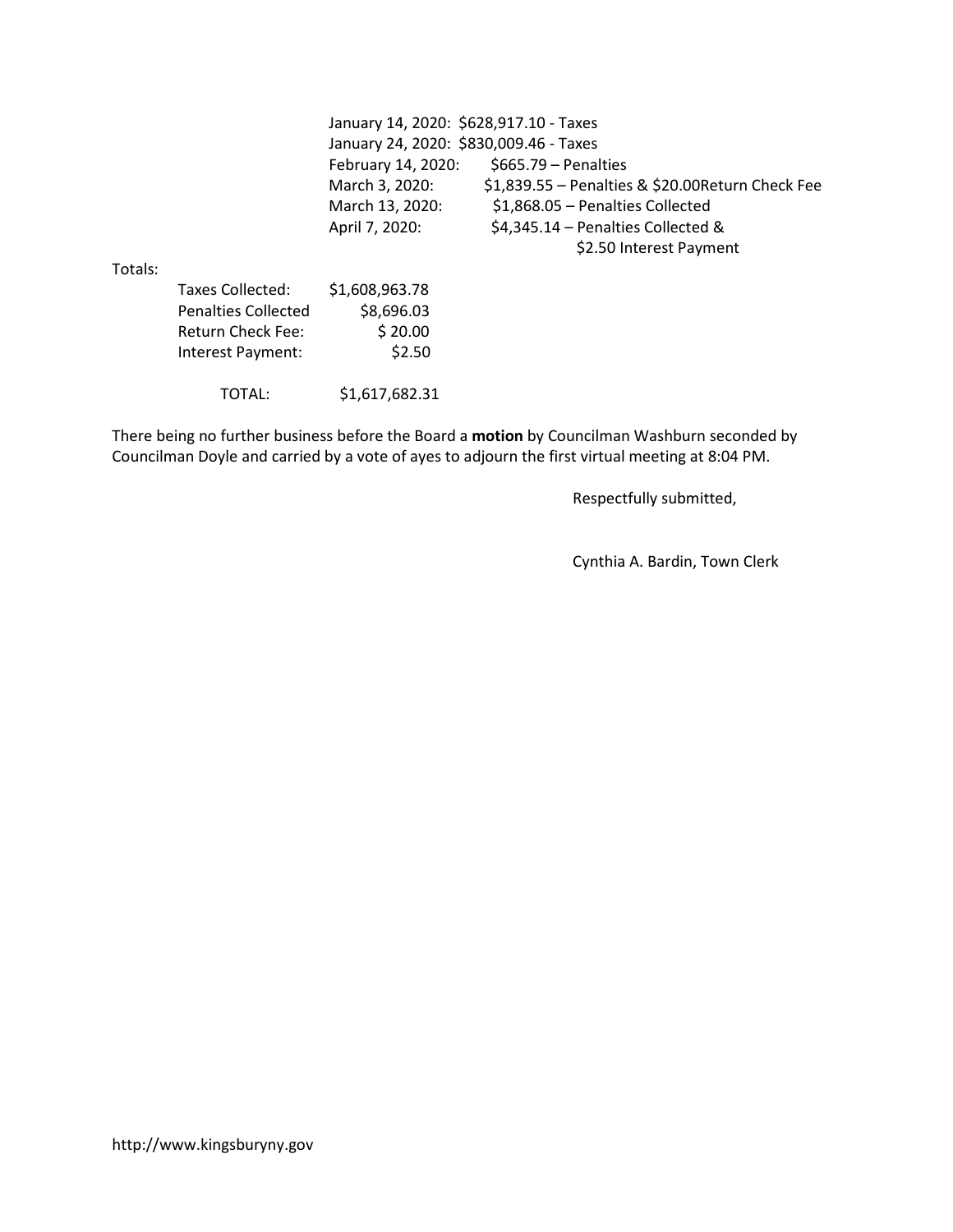January 14, 2020: $628,917.10 - Taxes
January 24, 2020: $830,009.46 - Taxes
February 14, 2020: $665.79 – Penalties
March 3, 2020: $1,839.55 – Penalties & $20.00Return Check Fee
March 13, 2020: $1,868.05 – Penalties Collected
April 7, 2020: $4,345.14 – Penalties Collected & $2.50 Interest Payment

Totals:

| | |
|---|---|
| Taxes Collected: | $1,608,963.78 |
| Penalties Collected | $8,696.03 |
| Return Check Fee: | $ 20.00 |
| Interest Payment: | $2.50 |
| TOTAL: | $1,617,682.31 |

There being no further business before the Board a **motion** by Councilman Washburn seconded by Councilman Doyle and carried by a vote of ayes to adjourn the first virtual meeting at 8:04 PM.

Respectfully submitted,

Cynthia A. Bardin, Town Clerk

http://www.kingsburyny.gov